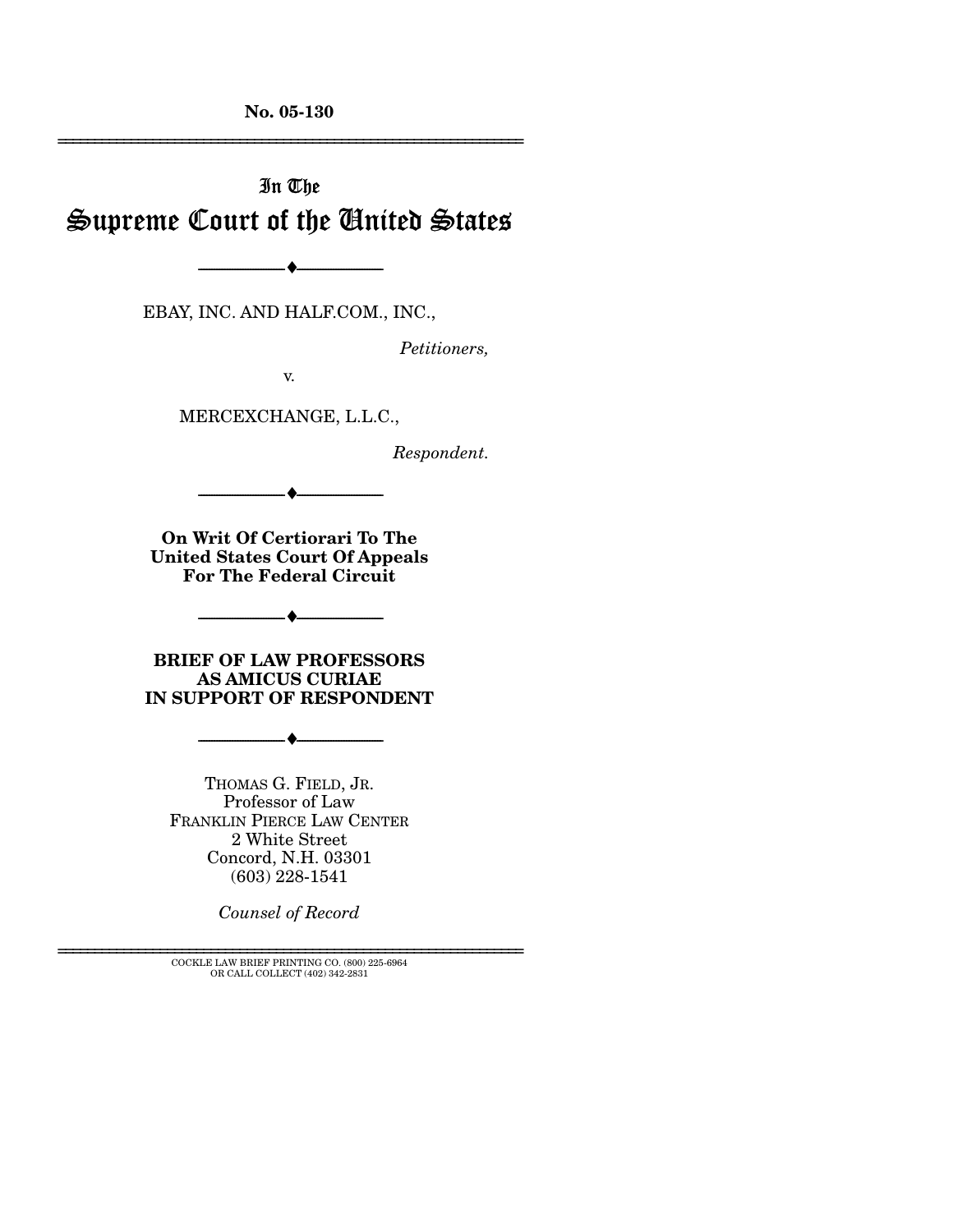No. 05-130

---

In The

# Supreme Court of the United States

---

EBAY, INC. AND HALF.COM., INC.,

*Petitioners,*

v.

MERCEXCHANGE, L.L.C.,

*Respondent.*

---

**On Writ Of Certiorari To The United States Court Of Appeals For The Federal Circuit**

---

**BRIEF OF LAW PROFESSORS AS AMICUS CURIAE IN SUPPORT OF RESPONDENT**

---

THOMAS G. FIELD, JR.
Professor of Law
FRANKLIN PIERCE LAW CENTER
2 White Street
Concord, N.H. 03301
(603) 228-1541

*Counsel of Record*

---

COCKLE LAW BRIEF PRINTING CO. (800) 225-6964
OR CALL COLLECT (402) 342-2831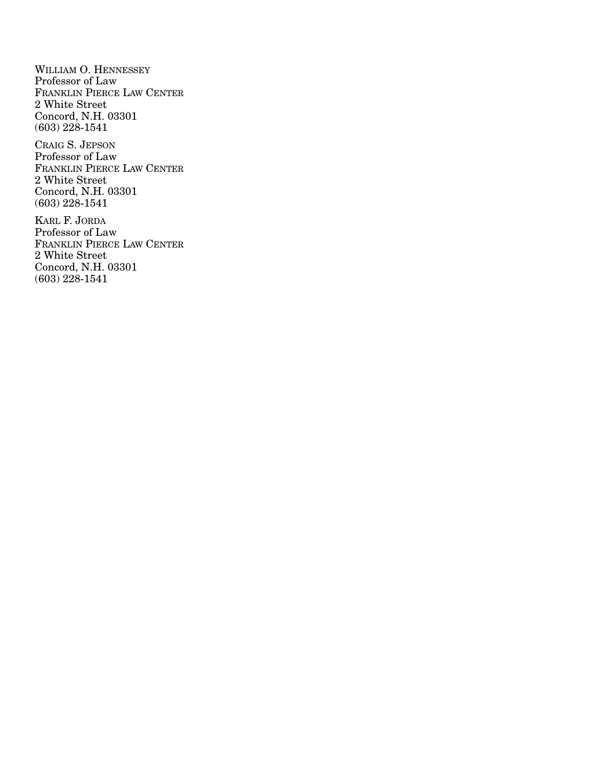WILLIAM O. HENNESSEY
Professor of Law
FRANKLIN PIERCE LAW CENTER
2 White Street
Concord, N.H. 03301
(603) 228-1541

CRAIG S. JEPSON
Professor of Law
FRANKLIN PIERCE LAW CENTER
2 White Street
Concord, N.H. 03301
(603) 228-1541

KARL F. JORDA
Professor of Law
FRANKLIN PIERCE LAW CENTER
2 White Street
Concord, N.H. 03301
(603) 228-1541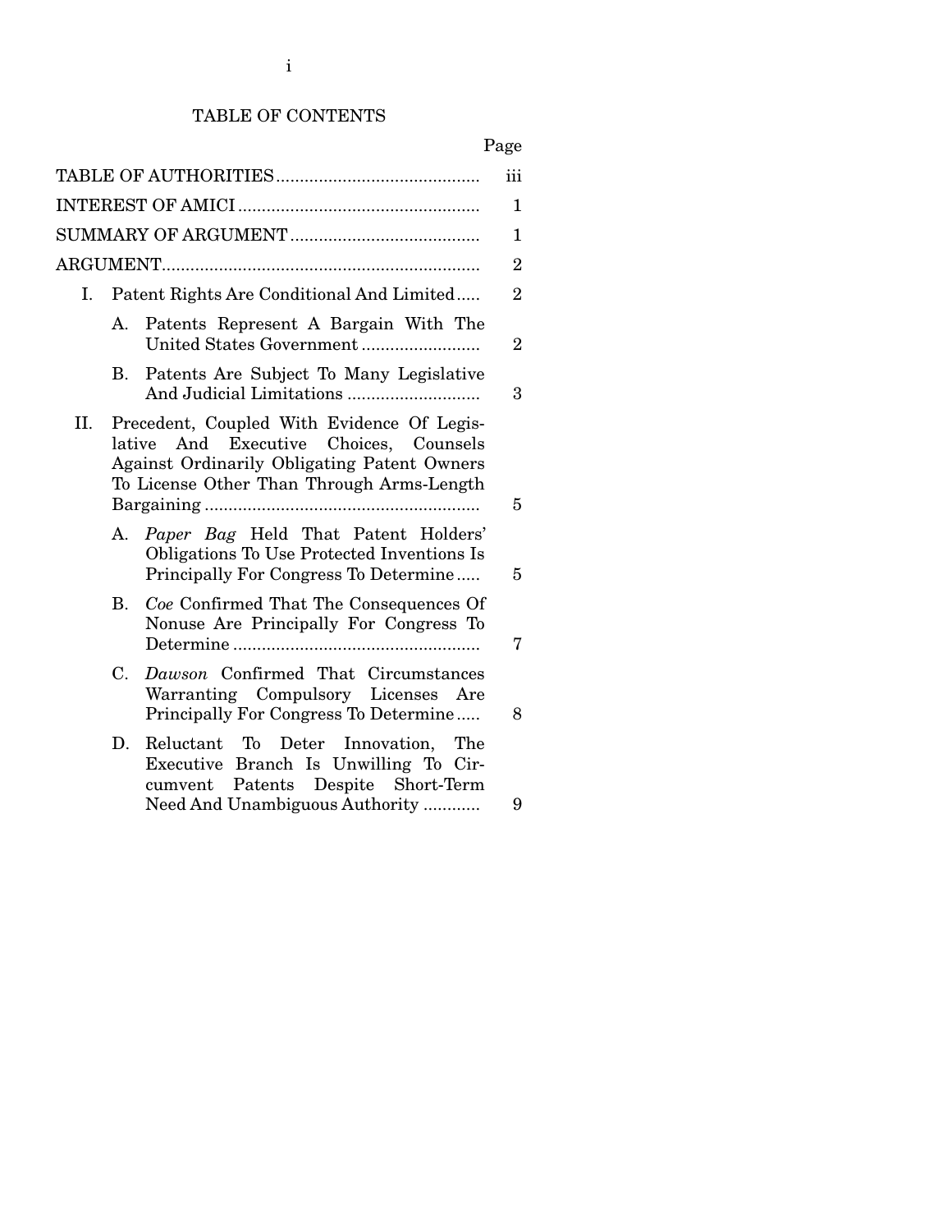# TABLE OF CONTENTS

| | Page |
|---|---|
| TABLE OF AUTHORITIES | iii |
| INTEREST OF AMICI | 1 |
| SUMMARY OF ARGUMENT | 1 |
| ARGUMENT | 2 |
| I. Patent Rights Are Conditional And Limited | 2 |
| A. Patents Represent A Bargain With The United States Government | 2 |
| B. Patents Are Subject To Many Legislative And Judicial Limitations | 3 |
| II. Precedent, Coupled With Evidence Of Legislative And Executive Choices, Counsels Against Ordinarily Obligating Patent Owners To License Other Than Through Arms-Length Bargaining | 5 |
| A. *Paper Bag* Held That Patent Holders' Obligations To Use Protected Inventions Is Principally For Congress To Determine | 5 |
| B. *Coe* Confirmed That The Consequences Of Nonuse Are Principally For Congress To Determine | 7 |
| C. *Dawson* Confirmed That Circumstances Warranting Compulsory Licenses Are Principally For Congress To Determine | 8 |
| D. Reluctant To Deter Innovation, The Executive Branch Is Unwilling To Circumvent Patents Despite Short-Term Need And Unambiguous Authority | 9 |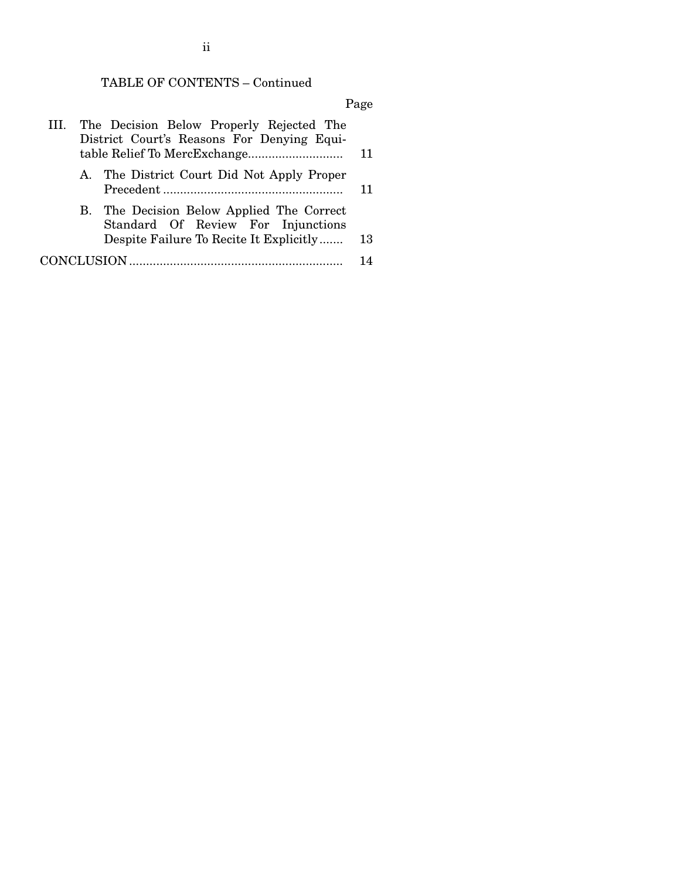TABLE OF CONTENTS – Continued

| | Page |
|---|---|
| III. The Decision Below Properly Rejected The District Court's Reasons For Denying Equitable Relief To MercExchange | 11 |
| A. The District Court Did Not Apply Proper Precedent | 11 |
| B. The Decision Below Applied The Correct Standard Of Review For Injunctions Despite Failure To Recite It Explicitly | 13 |
| CONCLUSION | 14 |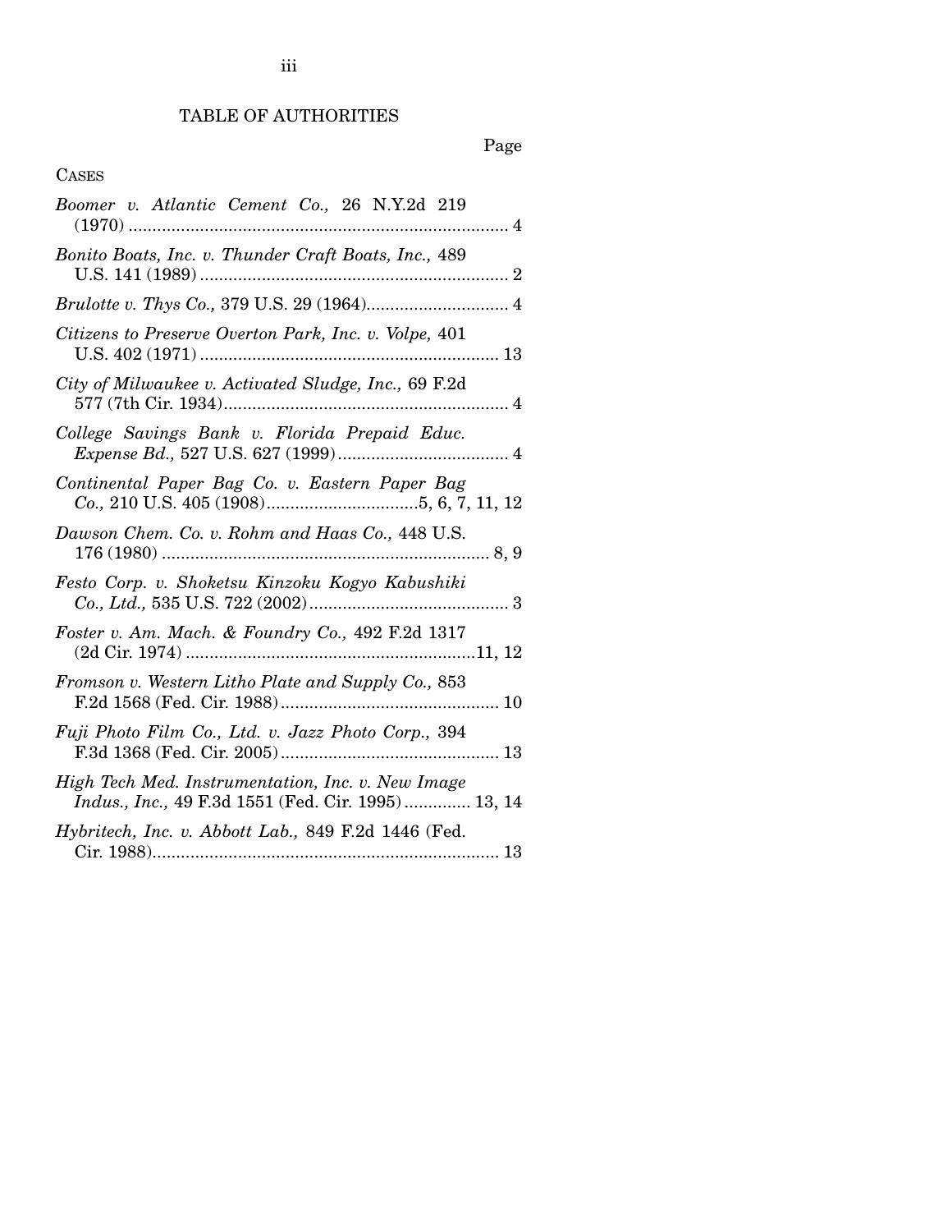# TABLE OF AUTHORITIES

Page

CASES

*Boomer v. Atlantic Cement Co.,* 26 N.Y.2d 219 (1970) .................................................................... 4

*Bonito Boats, Inc. v. Thunder Craft Boats, Inc.,* 489 U.S. 141 (1989) .................................................................. 2

*Brulotte v. Thys Co.,* 379 U.S. 29 (1964).............................. 4

*Citizens to Preserve Overton Park, Inc. v. Volpe,* 401 U.S. 402 (1971) ............................................................... 13

*City of Milwaukee v. Activated Sludge, Inc.,* 69 F.2d 577 (7th Cir. 1934)............................................................ 4

*College Savings Bank v. Florida Prepaid Educ. Expense Bd.,* 527 U.S. 627 (1999).................................... 4

*Continental Paper Bag Co. v. Eastern Paper Bag Co.,* 210 U.S. 405 (1908)................................5, 6, 7, 11, 12

*Dawson Chem. Co. v. Rohm and Haas Co.,* 448 U.S. 176 (1980) ..................................................................... 8, 9

*Festo Corp. v. Shoketsu Kinzoku Kogyo Kabushiki Co., Ltd.,* 535 U.S. 722 (2002).......................................... 3

*Foster v. Am. Mach. & Foundry Co.,* 492 F.2d 1317 (2d Cir. 1974) .............................................................11, 12

*Fromson v. Western Litho Plate and Supply Co.,* 853 F.2d 1568 (Fed. Cir. 1988).............................................. 10

*Fuji Photo Film Co., Ltd. v. Jazz Photo Corp.,* 394 F.3d 1368 (Fed. Cir. 2005).............................................. 13

*High Tech Med. Instrumentation, Inc. v. New Image Indus., Inc.,* 49 F.3d 1551 (Fed. Cir. 1995)............. 13, 14

*Hybritech, Inc. v. Abbott Lab.,* 849 F.2d 1446 (Fed. Cir. 1988)......................................................................... 13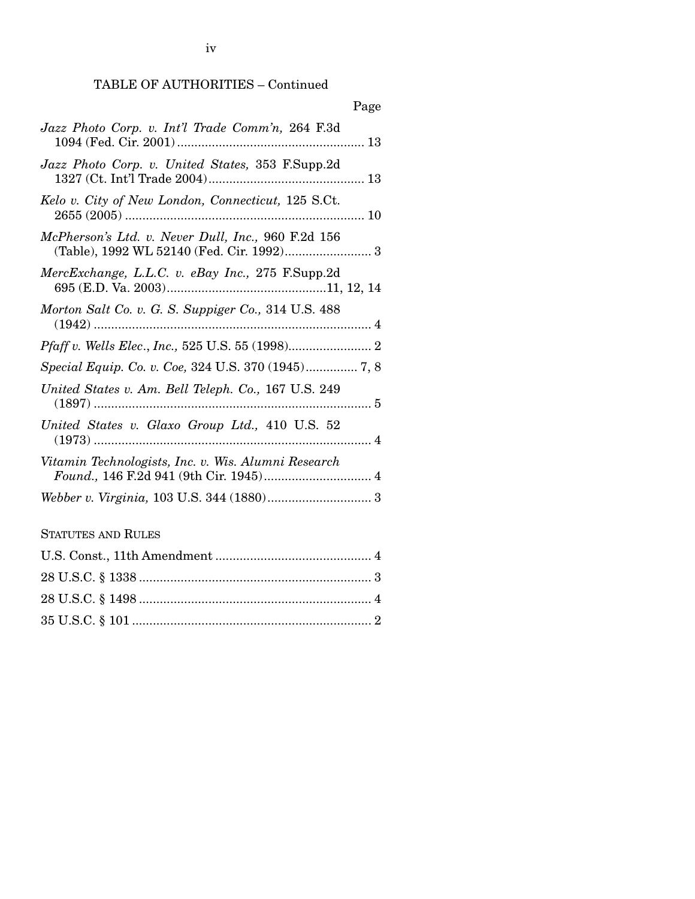TABLE OF AUTHORITIES – Continued

Page

*Jazz Photo Corp. v. Int'l Trade Comm'n,* 264 F.3d 1094 (Fed. Cir. 2001) ...................................................... 13

*Jazz Photo Corp. v. United States,* 353 F.Supp.2d 1327 (Ct. Int'l Trade 2004) ............................................ 13

*Kelo v. City of New London, Connecticut,* 125 S.Ct. 2655 (2005) ...................................................................... 10

*McPherson's Ltd. v. Never Dull, Inc.,* 960 F.2d 156 (Table), 1992 WL 52140 (Fed. Cir. 1992) ......................... 3

*MercExchange, L.L.C. v. eBay Inc.,* 275 F.Supp.2d 695 (E.D. Va. 2003) ............................................. 11, 12, 14

*Morton Salt Co. v. G. S. Suppiger Co.,* 314 U.S. 488 (1942) ................................................................................ 4

*Pfaff v. Wells Elec., Inc.,* 525 U.S. 55 (1998) ........................ 2

*Special Equip. Co. v. Coe,* 324 U.S. 370 (1945) ............... 7, 8

*United States v. Am. Bell Teleph. Co.,* 167 U.S. 249 (1897) ................................................................................ 5

*United States v. Glaxo Group Ltd.,* 410 U.S. 52 (1973) ................................................................................ 4

*Vitamin Technologists, Inc. v. Wis. Alumni Research Found.,* 146 F.2d 941 (9th Cir. 1945) ............................... 4

*Webber v. Virginia,* 103 U.S. 344 (1880) .............................. 3

STATUTES AND RULES

U.S. Const., 11th Amendment ............................................. 4

28 U.S.C. § 1338 .................................................................. 3

28 U.S.C. § 1498 .................................................................. 4

35 U.S.C. § 101 .................................................................... 2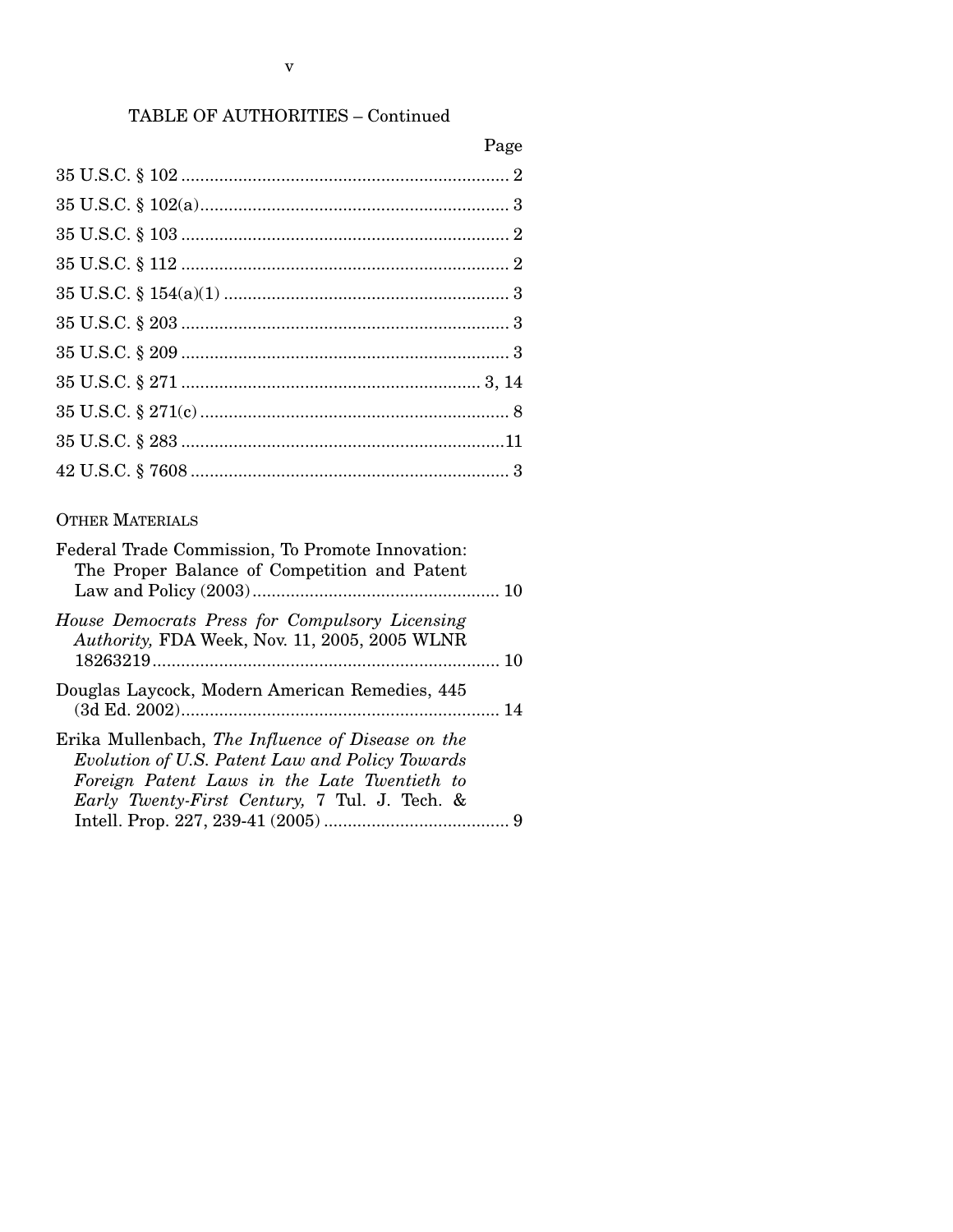TABLE OF AUTHORITIES – Continued

Page

35 U.S.C. § 102 ..................................................................... 2

35 U.S.C. § 102(a)................................................................. 3

35 U.S.C. § 103 ..................................................................... 2

35 U.S.C. § 112 ..................................................................... 2

35 U.S.C. § 154(a)(1) ............................................................ 3

35 U.S.C. § 203 ..................................................................... 3

35 U.S.C. § 209 ..................................................................... 3

35 U.S.C. § 271 ............................................................... 3, 14

35 U.S.C. § 271(c) ................................................................. 8

35 U.S.C. § 283 .....................................................................11

42 U.S.C. § 7608 ................................................................... 3

OTHER MATERIALS

Federal Trade Commission, To Promote Innovation: The Proper Balance of Competition and Patent Law and Policy (2003) .................................................... 10

*House Democrats Press for Compulsory Licensing Authority,* FDA Week, Nov. 11, 2005, 2005 WLNR 18263219 ......................................................................... 10

Douglas Laycock, Modern American Remedies, 445 (3d Ed. 2002) ................................................................... 14

Erika Mullenbach, *The Influence of Disease on the Evolution of U.S. Patent Law and Policy Towards Foreign Patent Laws in the Late Twentieth to Early Twenty-First Century,* 7 Tul. J. Tech. & Intell. Prop. 227, 239-41 (2005) ....................................... 9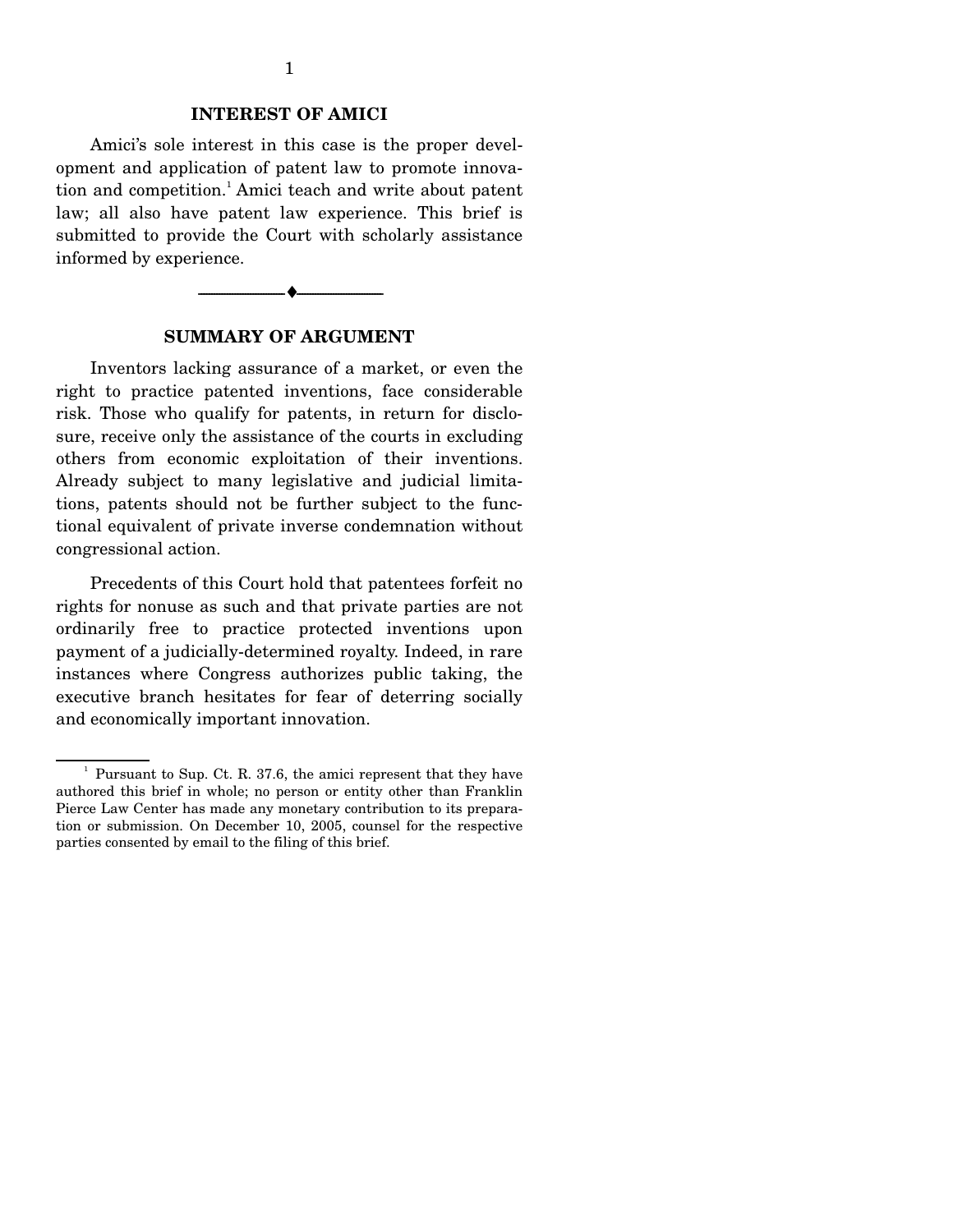## INTEREST OF AMICI

Amici's sole interest in this case is the proper development and application of patent law to promote innovation and competition.[1] Amici teach and write about patent law; all also have patent law experience. This brief is submitted to provide the Court with scholarly assistance informed by experience.

---

## SUMMARY OF ARGUMENT

Inventors lacking assurance of a market, or even the right to practice patented inventions, face considerable risk. Those who qualify for patents, in return for disclosure, receive only the assistance of the courts in excluding others from economic exploitation of their inventions. Already subject to many legislative and judicial limitations, patents should not be further subject to the functional equivalent of private inverse condemnation without congressional action.

Precedents of this Court hold that patentees forfeit no rights for nonuse as such and that private parties are not ordinarily free to practice protected inventions upon payment of a judicially-determined royalty. Indeed, in rare instances where Congress authorizes public taking, the executive branch hesitates for fear of deterring socially and economically important innovation.

[1] Pursuant to Sup. Ct. R. 37.6, the amici represent that they have authored this brief in whole; no person or entity other than Franklin Pierce Law Center has made any monetary contribution to its preparation or submission. On December 10, 2005, counsel for the respective parties consented by email to the filing of this brief.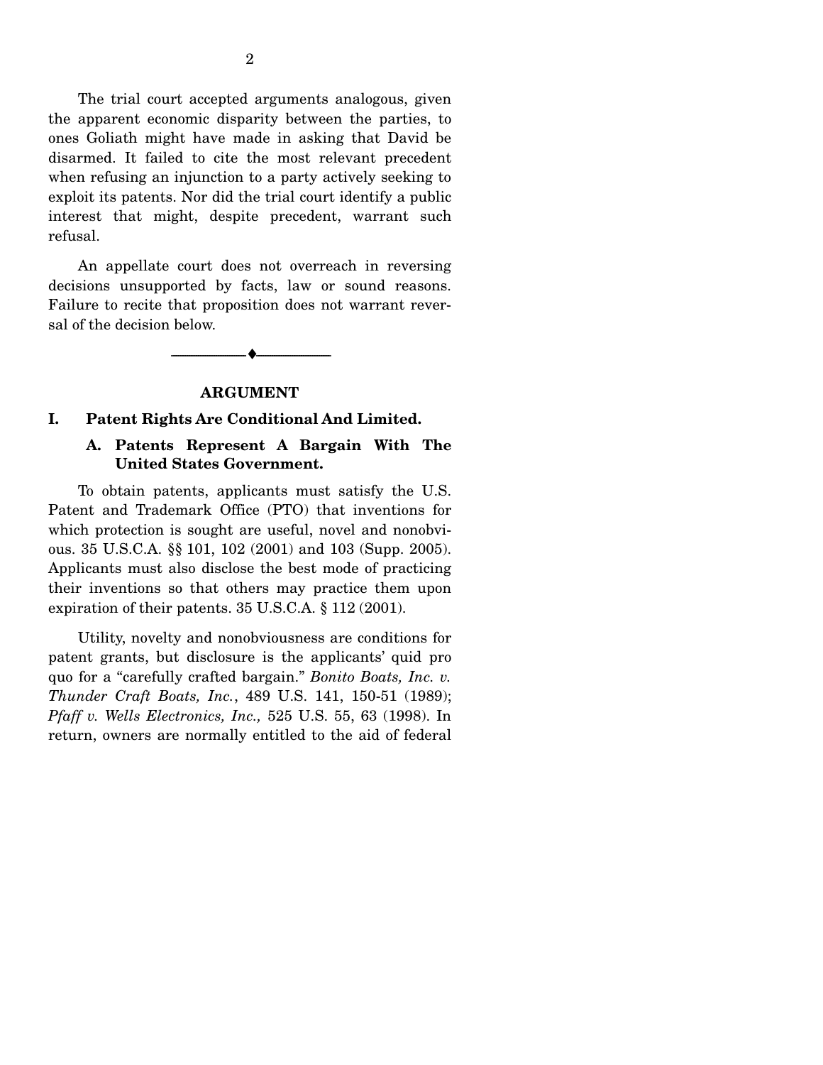The trial court accepted arguments analogous, given the apparent economic disparity between the parties, to ones Goliath might have made in asking that David be disarmed. It failed to cite the most relevant precedent when refusing an injunction to a party actively seeking to exploit its patents. Nor did the trial court identify a public interest that might, despite precedent, warrant such refusal.

An appellate court does not overreach in reversing decisions unsupported by facts, law or sound reasons. Failure to recite that proposition does not warrant reversal of the decision below.

---

## ARGUMENT

### I. Patent Rights Are Conditional And Limited.

#### A. Patents Represent A Bargain With The United States Government.

To obtain patents, applicants must satisfy the U.S. Patent and Trademark Office (PTO) that inventions for which protection is sought are useful, novel and nonobvious. 35 U.S.C.A. §§ 101, 102 (2001) and 103 (Supp. 2005). Applicants must also disclose the best mode of practicing their inventions so that others may practice them upon expiration of their patents. 35 U.S.C.A. § 112 (2001).

Utility, novelty and nonobviousness are conditions for patent grants, but disclosure is the applicants' quid pro quo for a "carefully crafted bargain." *Bonito Boats, Inc. v. Thunder Craft Boats, Inc.*, 489 U.S. 141, 150-51 (1989); *Pfaff v. Wells Electronics, Inc.,* 525 U.S. 55, 63 (1998). In return, owners are normally entitled to the aid of federal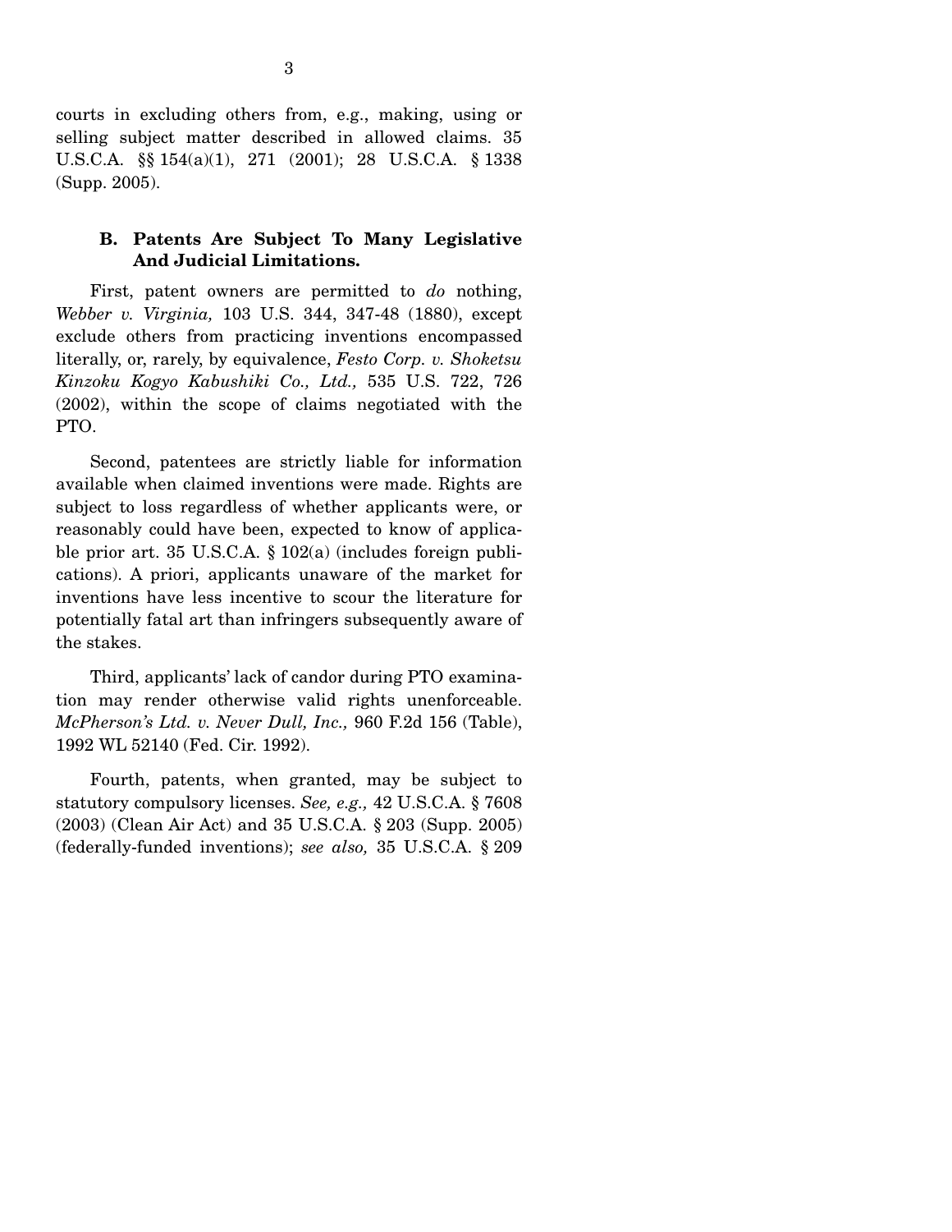courts in excluding others from, e.g., making, using or selling subject matter described in allowed claims. 35 U.S.C.A. §§ 154(a)(1), 271 (2001); 28 U.S.C.A. § 1338 (Supp. 2005).

### B. Patents Are Subject To Many Legislative And Judicial Limitations.

First, patent owners are permitted to *do* nothing, *Webber v. Virginia,* 103 U.S. 344, 347-48 (1880), except exclude others from practicing inventions encompassed literally, or, rarely, by equivalence, *Festo Corp. v. Shoketsu Kinzoku Kogyo Kabushiki Co., Ltd.,* 535 U.S. 722, 726 (2002), within the scope of claims negotiated with the PTO.

Second, patentees are strictly liable for information available when claimed inventions were made. Rights are subject to loss regardless of whether applicants were, or reasonably could have been, expected to know of applicable prior art. 35 U.S.C.A. § 102(a) (includes foreign publications). A priori, applicants unaware of the market for inventions have less incentive to scour the literature for potentially fatal art than infringers subsequently aware of the stakes.

Third, applicants' lack of candor during PTO examination may render otherwise valid rights unenforceable. *McPherson's Ltd. v. Never Dull, Inc.,* 960 F.2d 156 (Table), 1992 WL 52140 (Fed. Cir. 1992).

Fourth, patents, when granted, may be subject to statutory compulsory licenses. *See, e.g.,* 42 U.S.C.A. § 7608 (2003) (Clean Air Act) and 35 U.S.C.A. § 203 (Supp. 2005) (federally-funded inventions); *see also,* 35 U.S.C.A. § 209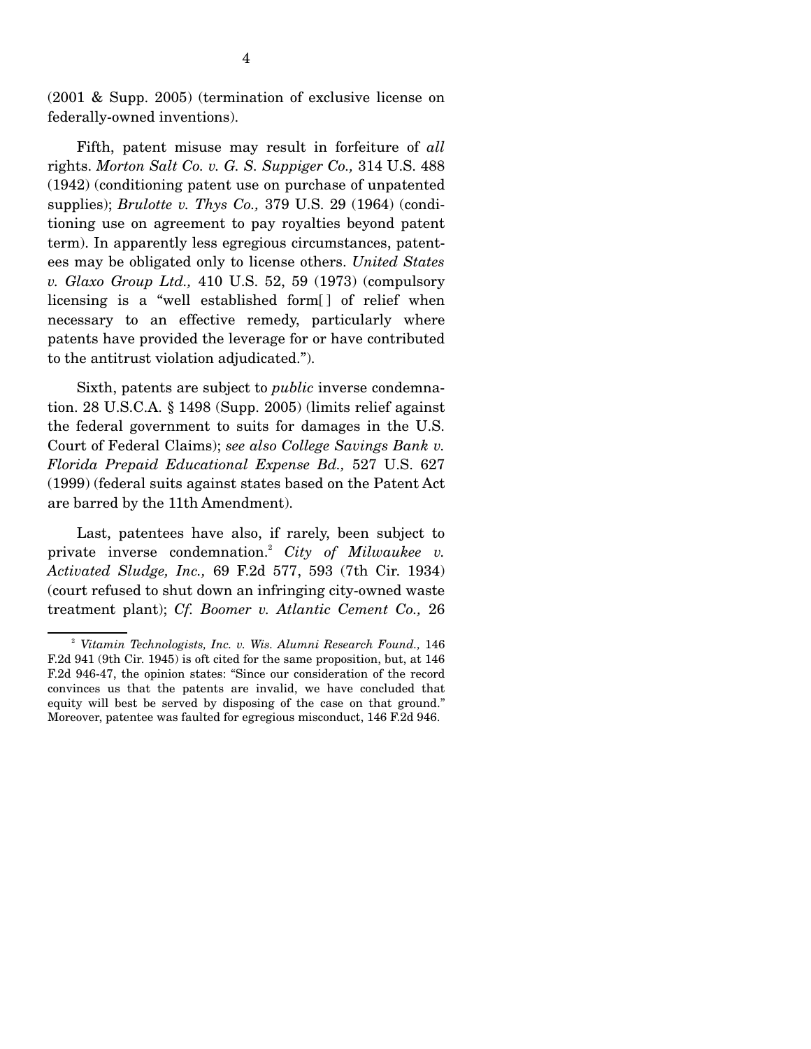(2001 & Supp. 2005) (termination of exclusive license on federally-owned inventions).

Fifth, patent misuse may result in forfeiture of *all* rights. *Morton Salt Co. v. G. S. Suppiger Co.,* 314 U.S. 488 (1942) (conditioning patent use on purchase of unpatented supplies); *Brulotte v. Thys Co.,* 379 U.S. 29 (1964) (conditioning use on agreement to pay royalties beyond patent term). In apparently less egregious circumstances, patentees may be obligated only to license others. *United States v. Glaxo Group Ltd.,* 410 U.S. 52, 59 (1973) (compulsory licensing is a "well established form[ ] of relief when necessary to an effective remedy, particularly where patents have provided the leverage for or have contributed to the antitrust violation adjudicated.").

Sixth, patents are subject to *public* inverse condemnation. 28 U.S.C.A. § 1498 (Supp. 2005) (limits relief against the federal government to suits for damages in the U.S. Court of Federal Claims); *see also College Savings Bank v. Florida Prepaid Educational Expense Bd.,* 527 U.S. 627 (1999) (federal suits against states based on the Patent Act are barred by the 11th Amendment).

Last, patentees have also, if rarely, been subject to private inverse condemnation.[2] *City of Milwaukee v. Activated Sludge, Inc.,* 69 F.2d 577, 593 (7th Cir. 1934) (court refused to shut down an infringing city-owned waste treatment plant); *Cf. Boomer v. Atlantic Cement Co.,* 26

---

[2] *Vitamin Technologists, Inc. v. Wis. Alumni Research Found.,* 146 F.2d 941 (9th Cir. 1945) is oft cited for the same proposition, but, at 146 F.2d 946-47, the opinion states: "Since our consideration of the record convinces us that the patents are invalid, we have concluded that equity will best be served by disposing of the case on that ground." Moreover, patentee was faulted for egregious misconduct, 146 F.2d 946.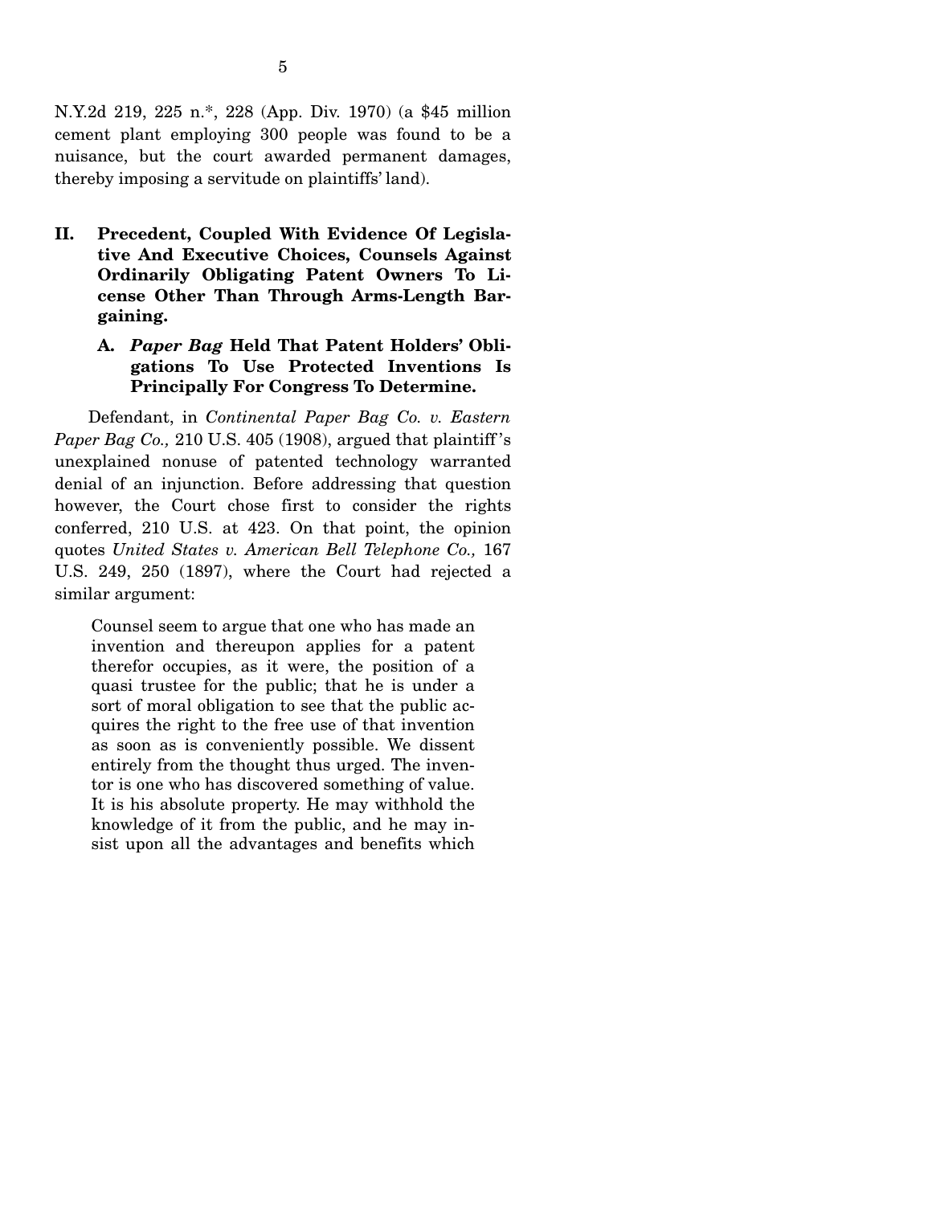N.Y.2d 219, 225 n.*, 228 (App. Div. 1970) (a $45 million cement plant employing 300 people was found to be a nuisance, but the court awarded permanent damages, thereby imposing a servitude on plaintiffs' land).

## II. Precedent, Coupled With Evidence Of Legislative And Executive Choices, Counsels Against Ordinarily Obligating Patent Owners To License Other Than Through Arms-Length Bargaining.

### A. *Paper Bag* Held That Patent Holders' Obligations To Use Protected Inventions Is Principally For Congress To Determine.

Defendant, in *Continental Paper Bag Co. v. Eastern Paper Bag Co.,* 210 U.S. 405 (1908), argued that plaintiff's unexplained nonuse of patented technology warranted denial of an injunction. Before addressing that question however, the Court chose first to consider the rights conferred, 210 U.S. at 423. On that point, the opinion quotes *United States v. American Bell Telephone Co.,* 167 U.S. 249, 250 (1897), where the Court had rejected a similar argument:

> Counsel seem to argue that one who has made an invention and thereupon applies for a patent therefor occupies, as it were, the position of a quasi trustee for the public; that he is under a sort of moral obligation to see that the public acquires the right to the free use of that invention as soon as is conveniently possible. We dissent entirely from the thought thus urged. The inventor is one who has discovered something of value. It is his absolute property. He may withhold the knowledge of it from the public, and he may insist upon all the advantages and benefits which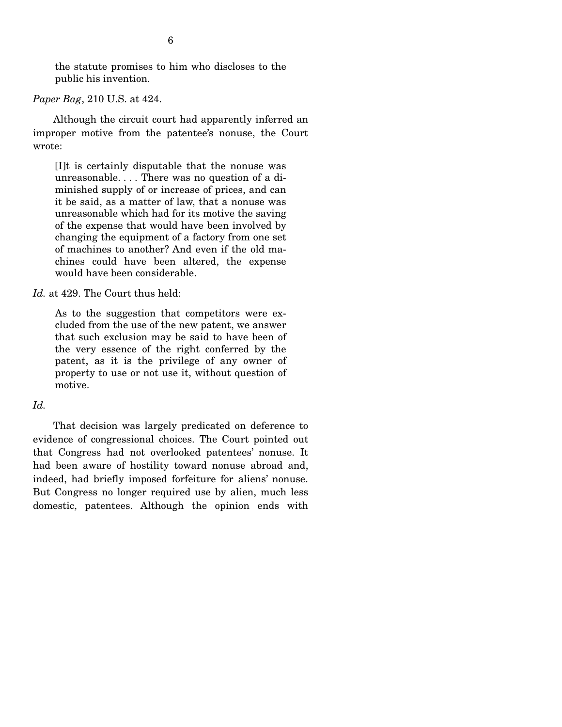> the statute promises to him who discloses to the public his invention.

*Paper Bag*, 210 U.S. at 424.

Although the circuit court had apparently inferred an improper motive from the patentee's nonuse, the Court wrote:

> [I]t is certainly disputable that the nonuse was unreasonable. . . . There was no question of a diminished supply of or increase of prices, and can it be said, as a matter of law, that a nonuse was unreasonable which had for its motive the saving of the expense that would have been involved by changing the equipment of a factory from one set of machines to another? And even if the old machines could have been altered, the expense would have been considerable.

*Id.* at 429. The Court thus held:

> As to the suggestion that competitors were excluded from the use of the new patent, we answer that such exclusion may be said to have been of the very essence of the right conferred by the patent, as it is the privilege of any owner of property to use or not use it, without question of motive.

*Id.*

That decision was largely predicated on deference to evidence of congressional choices. The Court pointed out that Congress had not overlooked patentees' nonuse. It had been aware of hostility toward nonuse abroad and, indeed, had briefly imposed forfeiture for aliens' nonuse. But Congress no longer required use by alien, much less domestic, patentees. Although the opinion ends with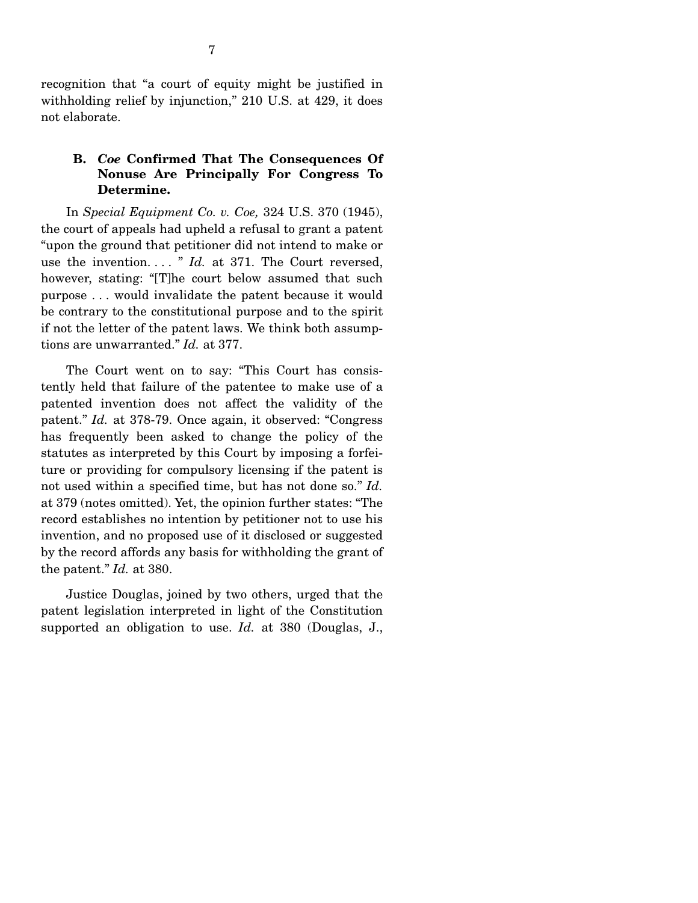recognition that "a court of equity might be justified in withholding relief by injunction," 210 U.S. at 429, it does not elaborate.

### B. *Coe* Confirmed That The Consequences Of Nonuse Are Principally For Congress To Determine.

In *Special Equipment Co. v. Coe,* 324 U.S. 370 (1945), the court of appeals had upheld a refusal to grant a patent "upon the ground that petitioner did not intend to make or use the invention. . . . " *Id.* at 371. The Court reversed, however, stating: "[T]he court below assumed that such purpose . . . would invalidate the patent because it would be contrary to the constitutional purpose and to the spirit if not the letter of the patent laws. We think both assumptions are unwarranted." *Id.* at 377.

The Court went on to say: "This Court has consistently held that failure of the patentee to make use of a patented invention does not affect the validity of the patent." *Id.* at 378-79. Once again, it observed: "Congress has frequently been asked to change the policy of the statutes as interpreted by this Court by imposing a forfeiture or providing for compulsory licensing if the patent is not used within a specified time, but has not done so." *Id.* at 379 (notes omitted). Yet, the opinion further states: "The record establishes no intention by petitioner not to use his invention, and no proposed use of it disclosed or suggested by the record affords any basis for withholding the grant of the patent." *Id.* at 380.

Justice Douglas, joined by two others, urged that the patent legislation interpreted in light of the Constitution supported an obligation to use. *Id.* at 380 (Douglas, J.,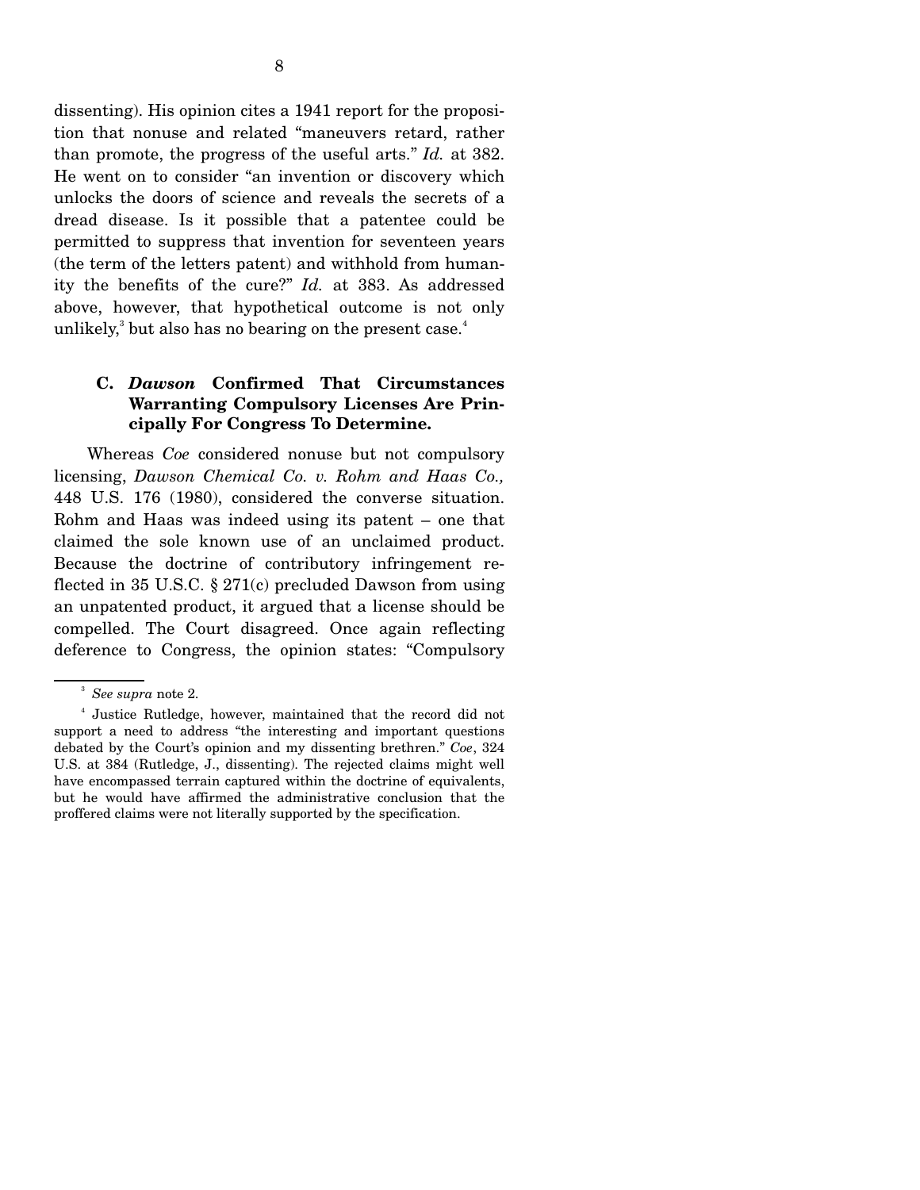dissenting). His opinion cites a 1941 report for the proposition that nonuse and related "maneuvers retard, rather than promote, the progress of the useful arts." *Id.* at 382. He went on to consider "an invention or discovery which unlocks the doors of science and reveals the secrets of a dread disease. Is it possible that a patentee could be permitted to suppress that invention for seventeen years (the term of the letters patent) and withhold from humanity the benefits of the cure?" *Id.* at 383. As addressed above, however, that hypothetical outcome is not only unlikely,[3] but also has no bearing on the present case.[4]

### C. *Dawson* Confirmed That Circumstances Warranting Compulsory Licenses Are Principally For Congress To Determine.

Whereas *Coe* considered nonuse but not compulsory licensing, *Dawson Chemical Co. v. Rohm and Haas Co.,* 448 U.S. 176 (1980), considered the converse situation. Rohm and Haas was indeed using its patent – one that claimed the sole known use of an unclaimed product. Because the doctrine of contributory infringement reflected in 35 U.S.C. § 271(c) precluded Dawson from using an unpatented product, it argued that a license should be compelled. The Court disagreed. Once again reflecting deference to Congress, the opinion states: "Compulsory

---

[3] *See supra* note 2.

[4] Justice Rutledge, however, maintained that the record did not support a need to address "the interesting and important questions debated by the Court's opinion and my dissenting brethren." *Coe*, 324 U.S. at 384 (Rutledge, J., dissenting). The rejected claims might well have encompassed terrain captured within the doctrine of equivalents, but he would have affirmed the administrative conclusion that the proffered claims were not literally supported by the specification.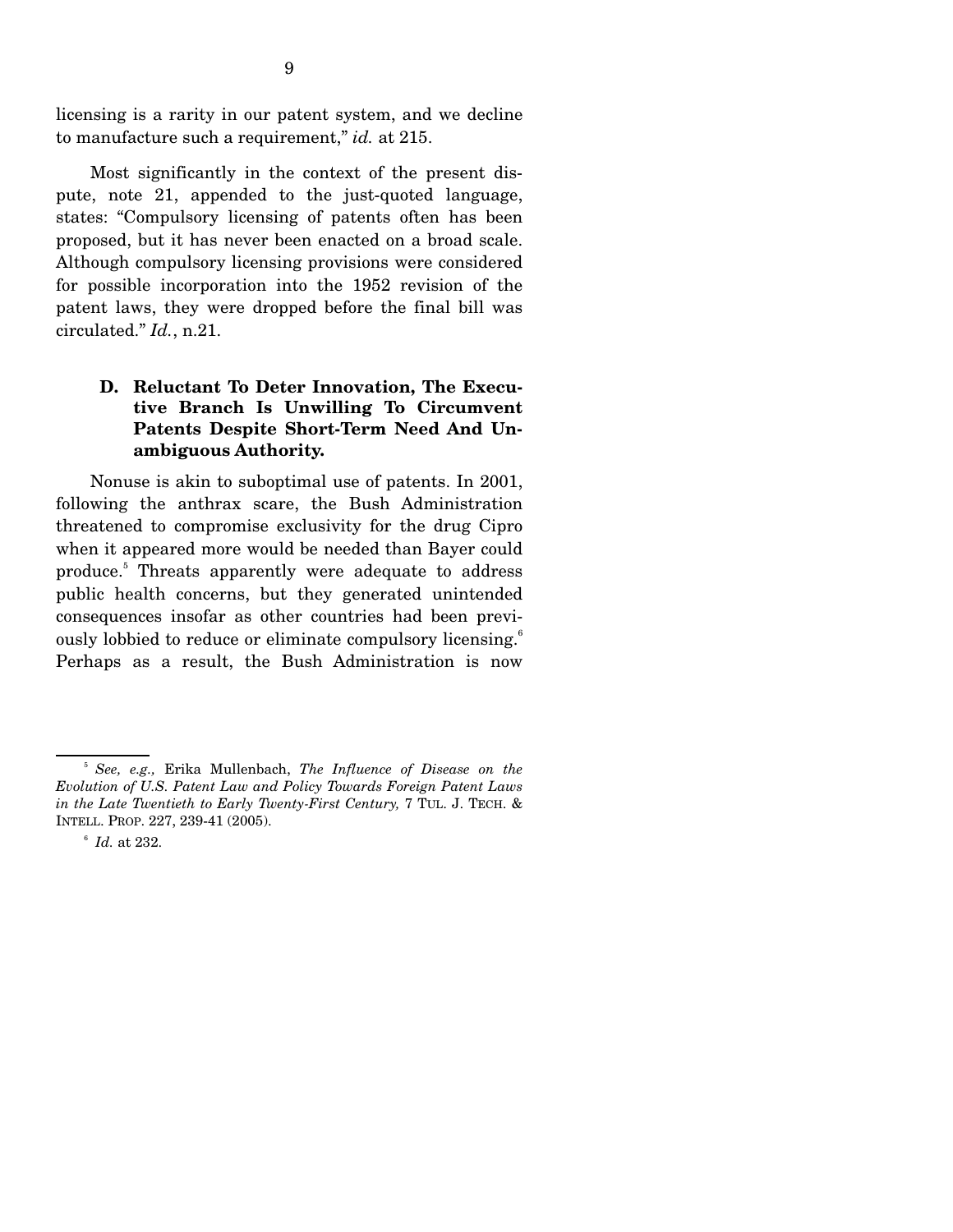licensing is a rarity in our patent system, and we decline to manufacture such a requirement," *id.* at 215.

Most significantly in the context of the present dispute, note 21, appended to the just-quoted language, states: "Compulsory licensing of patents often has been proposed, but it has never been enacted on a broad scale. Although compulsory licensing provisions were considered for possible incorporation into the 1952 revision of the patent laws, they were dropped before the final bill was circulated." *Id.*, n.21.

### D. Reluctant To Deter Innovation, The Executive Branch Is Unwilling To Circumvent Patents Despite Short-Term Need And Unambiguous Authority.

Nonuse is akin to suboptimal use of patents. In 2001, following the anthrax scare, the Bush Administration threatened to compromise exclusivity for the drug Cipro when it appeared more would be needed than Bayer could produce.[5] Threats apparently were adequate to address public health concerns, but they generated unintended consequences insofar as other countries had been previously lobbied to reduce or eliminate compulsory licensing.[6] Perhaps as a result, the Bush Administration is now

---

[5] *See, e.g.,* Erika Mullenbach, *The Influence of Disease on the Evolution of U.S. Patent Law and Policy Towards Foreign Patent Laws in the Late Twentieth to Early Twenty-First Century,* 7 TUL. J. TECH. & INTELL. PROP. 227, 239-41 (2005).

[6] *Id.* at 232.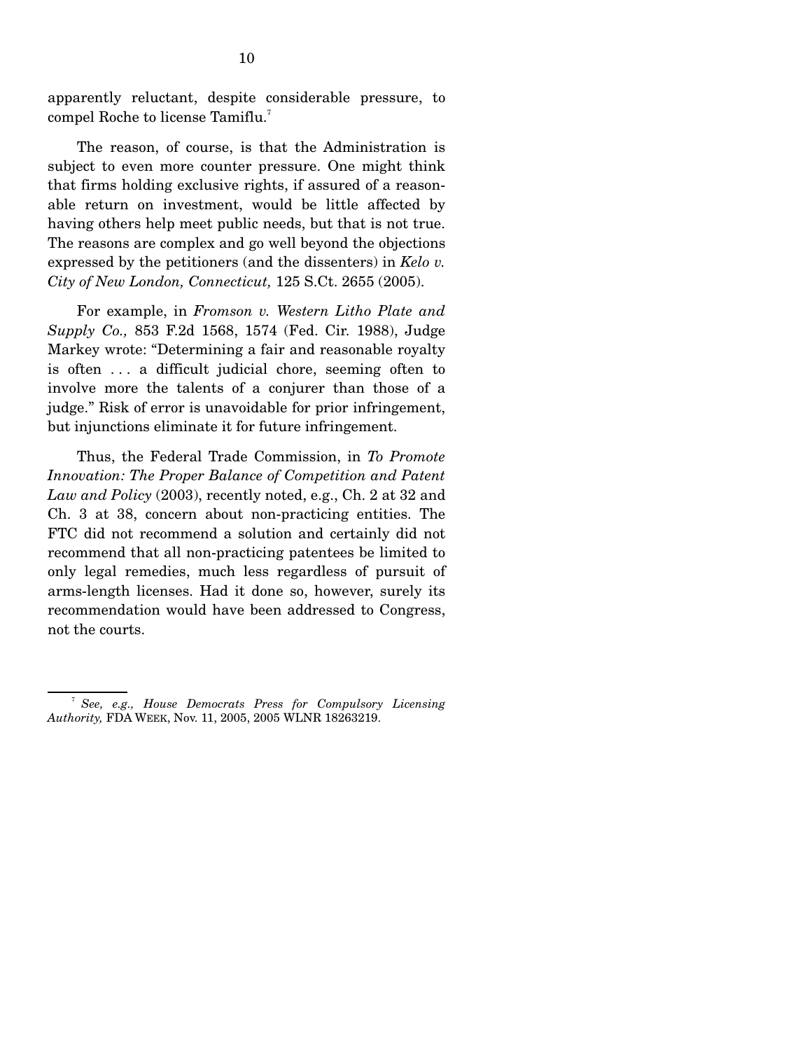apparently reluctant, despite considerable pressure, to compel Roche to license Tamiflu.[7]

The reason, of course, is that the Administration is subject to even more counter pressure. One might think that firms holding exclusive rights, if assured of a reasonable return on investment, would be little affected by having others help meet public needs, but that is not true. The reasons are complex and go well beyond the objections expressed by the petitioners (and the dissenters) in *Kelo v. City of New London, Connecticut,* 125 S.Ct. 2655 (2005).

For example, in *Fromson v. Western Litho Plate and Supply Co.,* 853 F.2d 1568, 1574 (Fed. Cir. 1988), Judge Markey wrote: "Determining a fair and reasonable royalty is often . . . a difficult judicial chore, seeming often to involve more the talents of a conjurer than those of a judge." Risk of error is unavoidable for prior infringement, but injunctions eliminate it for future infringement.

Thus, the Federal Trade Commission, in *To Promote Innovation: The Proper Balance of Competition and Patent Law and Policy* (2003), recently noted, e.g., Ch. 2 at 32 and Ch. 3 at 38, concern about non-practicing entities. The FTC did not recommend a solution and certainly did not recommend that all non-practicing patentees be limited to only legal remedies, much less regardless of pursuit of arms-length licenses. Had it done so, however, surely its recommendation would have been addressed to Congress, not the courts.

---

[7] *See, e.g., House Democrats Press for Compulsory Licensing Authority,* FDA WEEK, Nov. 11, 2005, 2005 WLNR 18263219.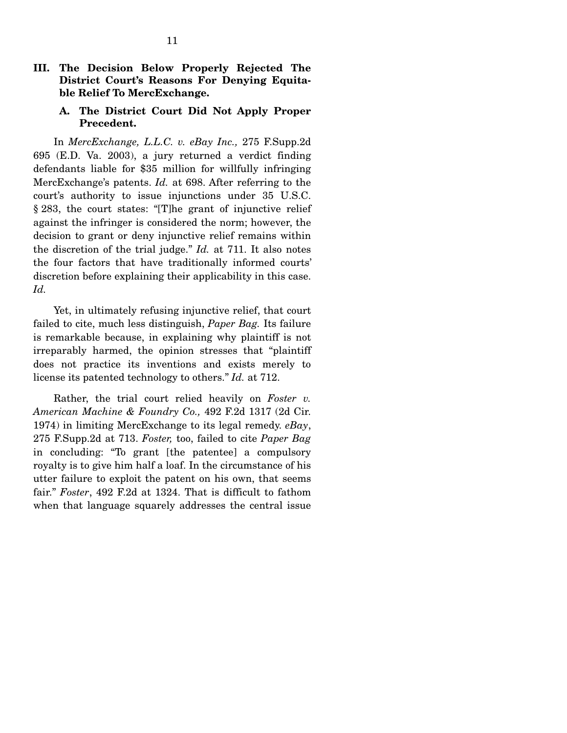## III. The Decision Below Properly Rejected The District Court's Reasons For Denying Equitable Relief To MercExchange.

### A. The District Court Did Not Apply Proper Precedent.

In *MercExchange, L.L.C. v. eBay Inc.,* 275 F.Supp.2d 695 (E.D. Va. 2003), a jury returned a verdict finding defendants liable for $35 million for willfully infringing MercExchange's patents. *Id.* at 698. After referring to the court's authority to issue injunctions under 35 U.S.C. § 283, the court states: "[T]he grant of injunctive relief against the infringer is considered the norm; however, the decision to grant or deny injunctive relief remains within the discretion of the trial judge." *Id.* at 711. It also notes the four factors that have traditionally informed courts' discretion before explaining their applicability in this case. *Id.*

Yet, in ultimately refusing injunctive relief, that court failed to cite, much less distinguish, *Paper Bag.* Its failure is remarkable because, in explaining why plaintiff is not irreparably harmed, the opinion stresses that "plaintiff does not practice its inventions and exists merely to license its patented technology to others." *Id.* at 712.

Rather, the trial court relied heavily on *Foster v. American Machine & Foundry Co.,* 492 F.2d 1317 (2d Cir. 1974) in limiting MercExchange to its legal remedy. *eBay*, 275 F.Supp.2d at 713. *Foster,* too, failed to cite *Paper Bag* in concluding: "To grant [the patentee] a compulsory royalty is to give him half a loaf. In the circumstance of his utter failure to exploit the patent on his own, that seems fair." *Foster*, 492 F.2d at 1324. That is difficult to fathom when that language squarely addresses the central issue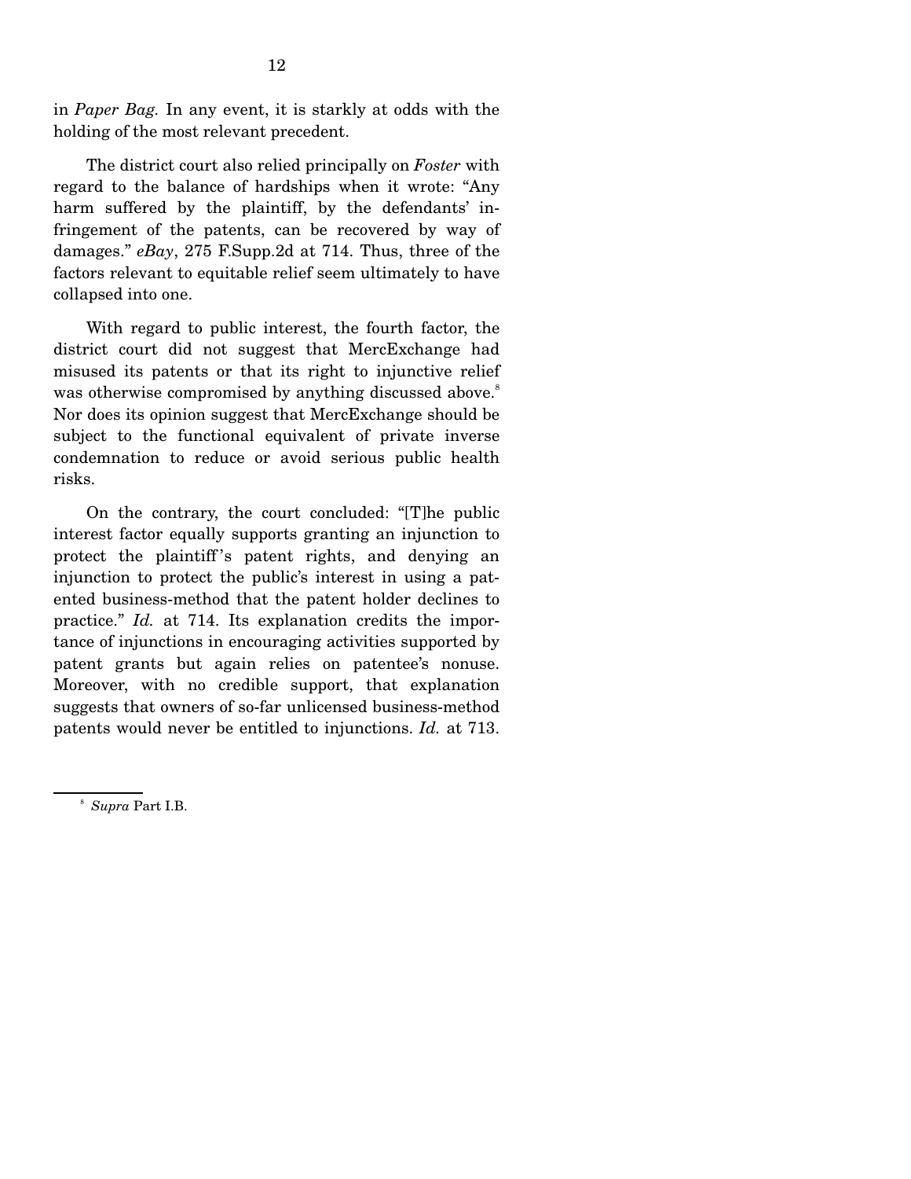in *Paper Bag.* In any event, it is starkly at odds with the holding of the most relevant precedent.

The district court also relied principally on *Foster* with regard to the balance of hardships when it wrote: "Any harm suffered by the plaintiff, by the defendants' infringement of the patents, can be recovered by way of damages." *eBay*, 275 F.Supp.2d at 714. Thus, three of the factors relevant to equitable relief seem ultimately to have collapsed into one.

With regard to public interest, the fourth factor, the district court did not suggest that MercExchange had misused its patents or that its right to injunctive relief was otherwise compromised by anything discussed above.[8] Nor does its opinion suggest that MercExchange should be subject to the functional equivalent of private inverse condemnation to reduce or avoid serious public health risks.

On the contrary, the court concluded: "[T]he public interest factor equally supports granting an injunction to protect the plaintiff's patent rights, and denying an injunction to protect the public's interest in using a patented business-method that the patent holder declines to practice." *Id.* at 714. Its explanation credits the importance of injunctions in encouraging activities supported by patent grants but again relies on patentee's nonuse. Moreover, with no credible support, that explanation suggests that owners of so-far unlicensed business-method patents would never be entitled to injunctions. *Id.* at 713.

---

[8] *Supra* Part I.B.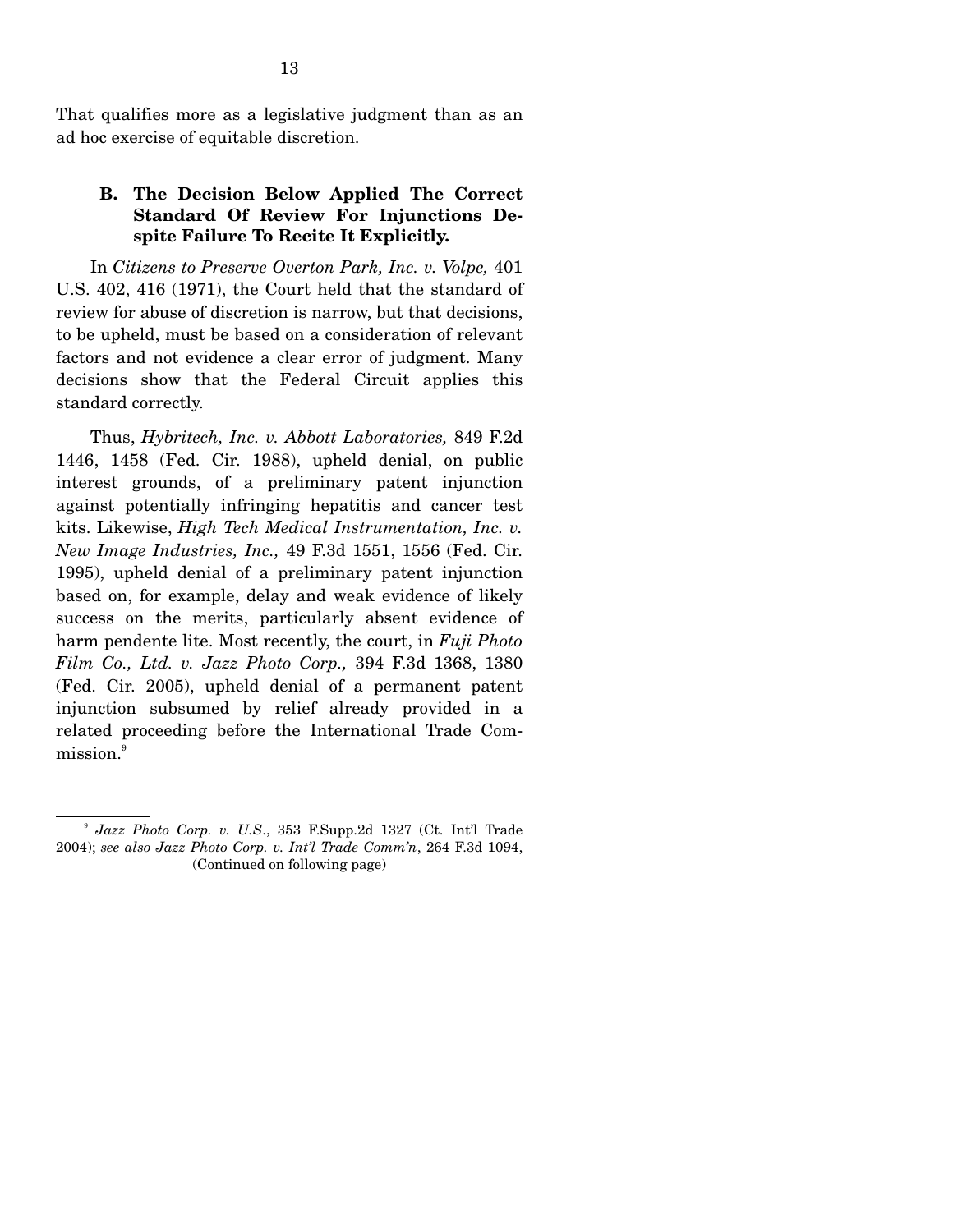That qualifies more as a legislative judgment than as an ad hoc exercise of equitable discretion.

### B. The Decision Below Applied The Correct Standard Of Review For Injunctions Despite Failure To Recite It Explicitly.

In *Citizens to Preserve Overton Park, Inc. v. Volpe,* 401 U.S. 402, 416 (1971), the Court held that the standard of review for abuse of discretion is narrow, but that decisions, to be upheld, must be based on a consideration of relevant factors and not evidence a clear error of judgment. Many decisions show that the Federal Circuit applies this standard correctly.

Thus, *Hybritech, Inc. v. Abbott Laboratories,* 849 F.2d 1446, 1458 (Fed. Cir. 1988), upheld denial, on public interest grounds, of a preliminary patent injunction against potentially infringing hepatitis and cancer test kits. Likewise, *High Tech Medical Instrumentation, Inc. v. New Image Industries, Inc.,* 49 F.3d 1551, 1556 (Fed. Cir. 1995), upheld denial of a preliminary patent injunction based on, for example, delay and weak evidence of likely success on the merits, particularly absent evidence of harm pendente lite. Most recently, the court, in *Fuji Photo Film Co., Ltd. v. Jazz Photo Corp.,* 394 F.3d 1368, 1380 (Fed. Cir. 2005), upheld denial of a permanent patent injunction subsumed by relief already provided in a related proceeding before the International Trade Commission.[9]

---

[9] *Jazz Photo Corp. v. U.S.*, 353 F.Supp.2d 1327 (Ct. Int'l Trade 2004); *see also Jazz Photo Corp. v. Int'l Trade Comm'n*, 264 F.3d 1094,
(Continued on following page)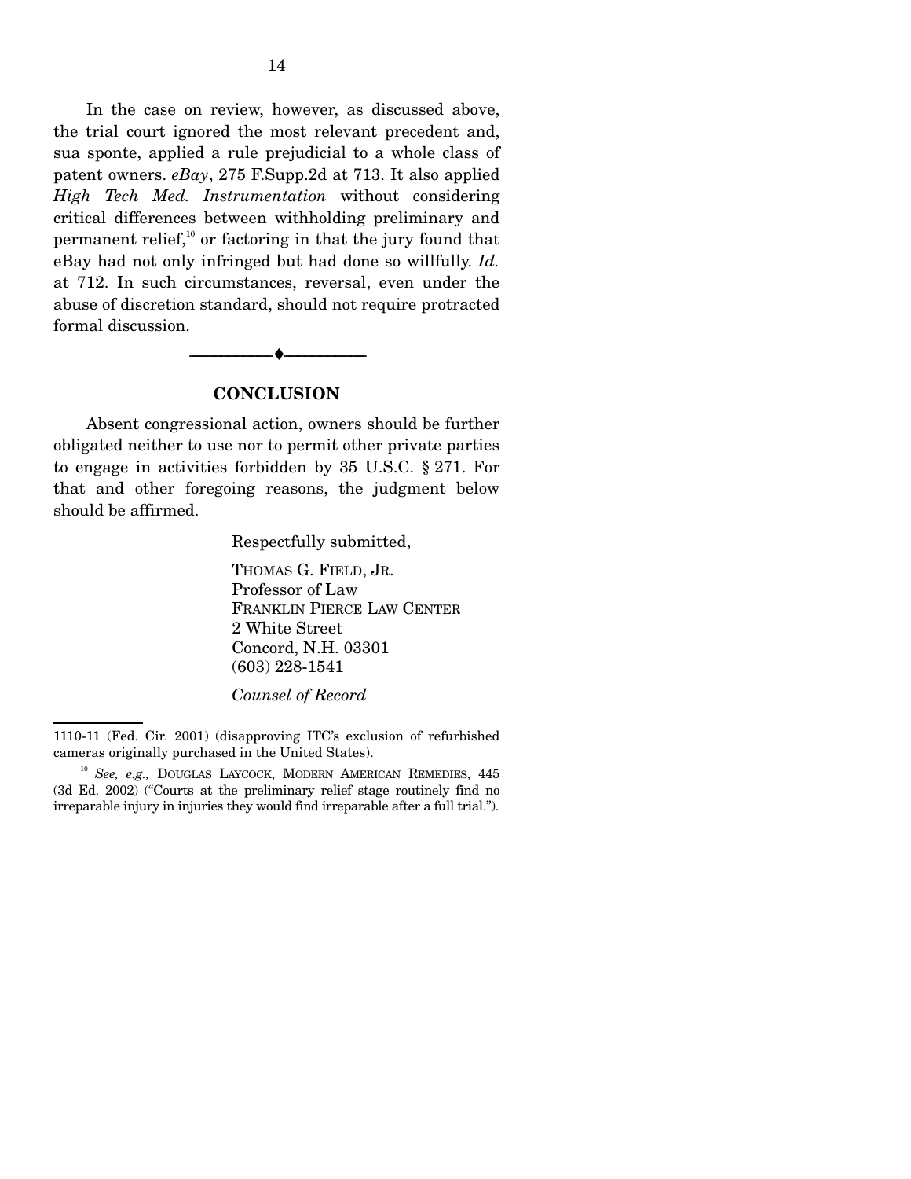In the case on review, however, as discussed above, the trial court ignored the most relevant precedent and, sua sponte, applied a rule prejudicial to a whole class of patent owners. *eBay*, 275 F.Supp.2d at 713. It also applied *High Tech Med. Instrumentation* without considering critical differences between withholding preliminary and permanent relief,[10] or factoring in that the jury found that eBay had not only infringed but had done so willfully. *Id.* at 712. In such circumstances, reversal, even under the abuse of discretion standard, should not require protracted formal discussion.

---

## CONCLUSION

Absent congressional action, owners should be further obligated neither to use nor to permit other private parties to engage in activities forbidden by 35 U.S.C. § 271. For that and other foregoing reasons, the judgment below should be affirmed.

Respectfully submitted,

THOMAS G. FIELD, JR.
Professor of Law
FRANKLIN PIERCE LAW CENTER
2 White Street
Concord, N.H. 03301
(603) 228-1541

*Counsel of Record*

---

1110-11 (Fed. Cir. 2001) (disapproving ITC's exclusion of refurbished cameras originally purchased in the United States).

[10] *See, e.g.,* DOUGLAS LAYCOCK, MODERN AMERICAN REMEDIES, 445 (3d Ed. 2002) ("Courts at the preliminary relief stage routinely find no irreparable injury in injuries they would find irreparable after a full trial.").